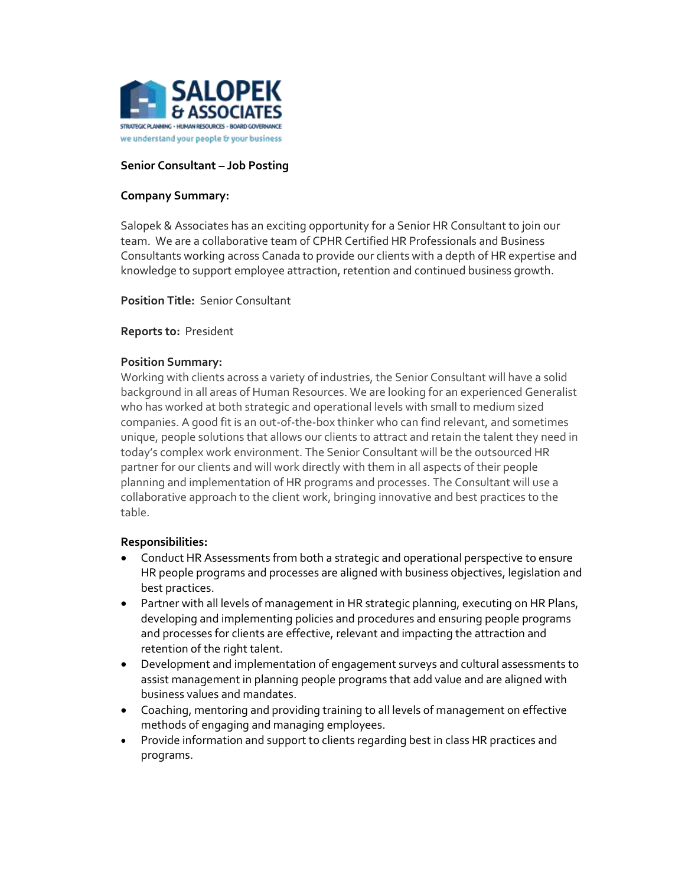SALOPEK & ASSOCIATES

STRATEGIC PLANNING · HUMAN RESOURCES · BOARD GOVERNANCE

we understand your people & your business

**Senior Consultant – Job Posting**

**Company Summary:**

Salopek & Associates has an exciting opportunity for a Senior HR Consultant to join our team. We are a collaborative team of CPHR Certified HR Professionals and Business Consultants working across Canada to provide our clients with a depth of HR expertise and knowledge to support employee attraction, retention and continued business growth.

**Position Title:** Senior Consultant

**Reports to:** President

**Position Summary:**

Working with clients across a variety of industries, the Senior Consultant will have a solid background in all areas of Human Resources. We are looking for an experienced Generalist who has worked at both strategic and operational levels with small to medium sized companies. A good fit is an out-of-the-box thinker who can find relevant, and sometimes unique, people solutions that allows our clients to attract and retain the talent they need in today's complex work environment. The Senior Consultant will be the outsourced HR partner for our clients and will work directly with them in all aspects of their people planning and implementation of HR programs and processes. The Consultant will use a collaborative approach to the client work, bringing innovative and best practices to the table.

**Responsibilities:**

- Conduct HR Assessments from both a strategic and operational perspective to ensure HR people programs and processes are aligned with business objectives, legislation and best practices.
- Partner with all levels of management in HR strategic planning, executing on HR Plans, developing and implementing policies and procedures and ensuring people programs and processes for clients are effective, relevant and impacting the attraction and retention of the right talent.
- Development and implementation of engagement surveys and cultural assessments to assist management in planning people programs that add value and are aligned with business values and mandates.
- Coaching, mentoring and providing training to all levels of management on effective methods of engaging and managing employees.
- Provide information and support to clients regarding best in class HR practices and programs.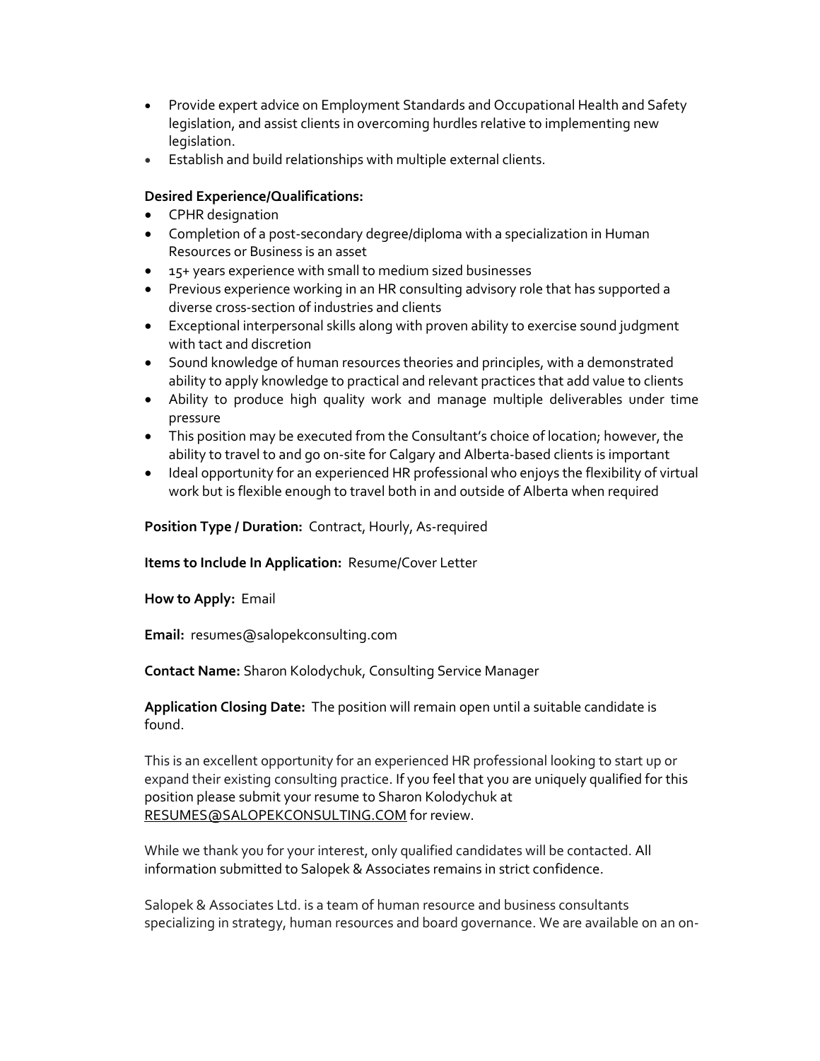- Provide expert advice on Employment Standards and Occupational Health and Safety legislation, and assist clients in overcoming hurdles relative to implementing new legislation.
- Establish and build relationships with multiple external clients.

**Desired Experience/Qualifications:**

- CPHR designation
- Completion of a post-secondary degree/diploma with a specialization in Human Resources or Business is an asset
- 15+ years experience with small to medium sized businesses
- Previous experience working in an HR consulting advisory role that has supported a diverse cross-section of industries and clients
- Exceptional interpersonal skills along with proven ability to exercise sound judgment with tact and discretion
- Sound knowledge of human resources theories and principles, with a demonstrated ability to apply knowledge to practical and relevant practices that add value to clients
- Ability to produce high quality work and manage multiple deliverables under time pressure
- This position may be executed from the Consultant's choice of location; however, the ability to travel to and go on-site for Calgary and Alberta-based clients is important
- Ideal opportunity for an experienced HR professional who enjoys the flexibility of virtual work but is flexible enough to travel both in and outside of Alberta when required

**Position Type / Duration:** Contract, Hourly, As-required

**Items to Include In Application:** Resume/Cover Letter

**How to Apply:** Email

**Email:** resumes@salopekconsulting.com

**Contact Name:** Sharon Kolodychuk, Consulting Service Manager

**Application Closing Date:** The position will remain open until a suitable candidate is found.

This is an excellent opportunity for an experienced HR professional looking to start up or expand their existing consulting practice. If you feel that you are uniquely qualified for this position please submit your resume to Sharon Kolodychuk at RESUMES@SALOPEKCONSULTING.COM for review.

While we thank you for your interest, only qualified candidates will be contacted. All information submitted to Salopek & Associates remains in strict confidence.

Salopek & Associates Ltd. is a team of human resource and business consultants specializing in strategy, human resources and board governance. We are available on an on-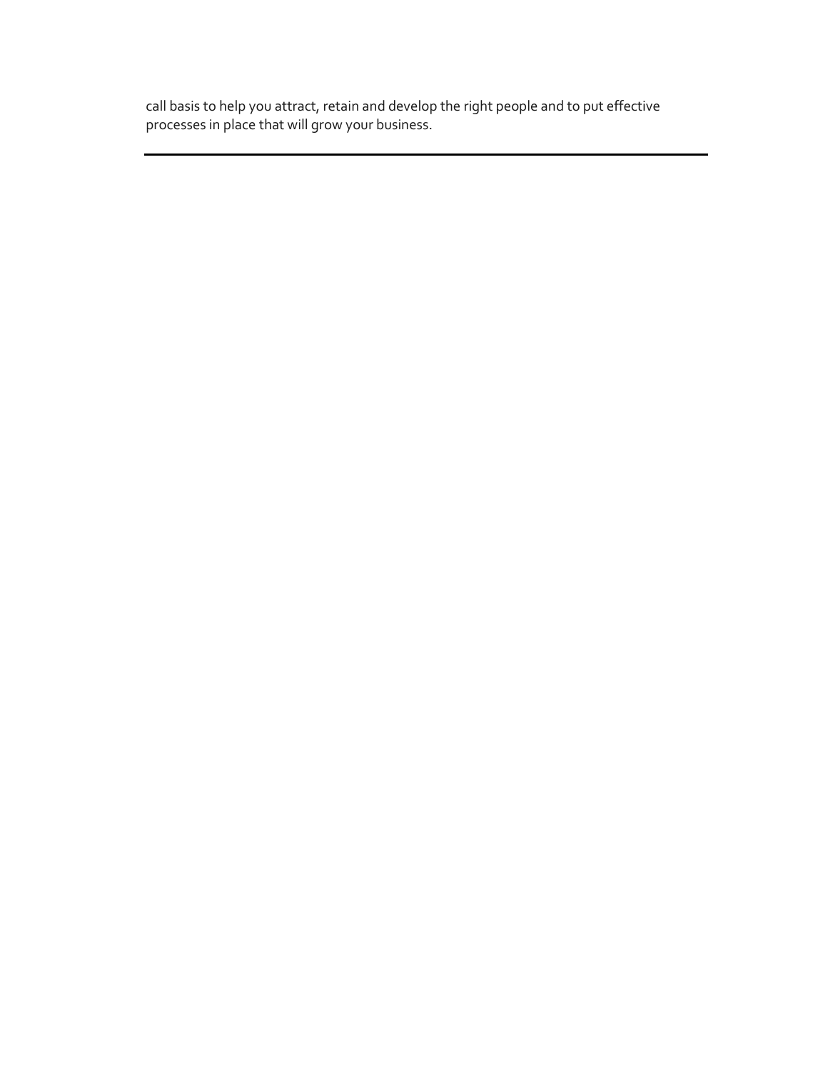call basis to help you attract, retain and develop the right people and to put effective processes in place that will grow your business.

---